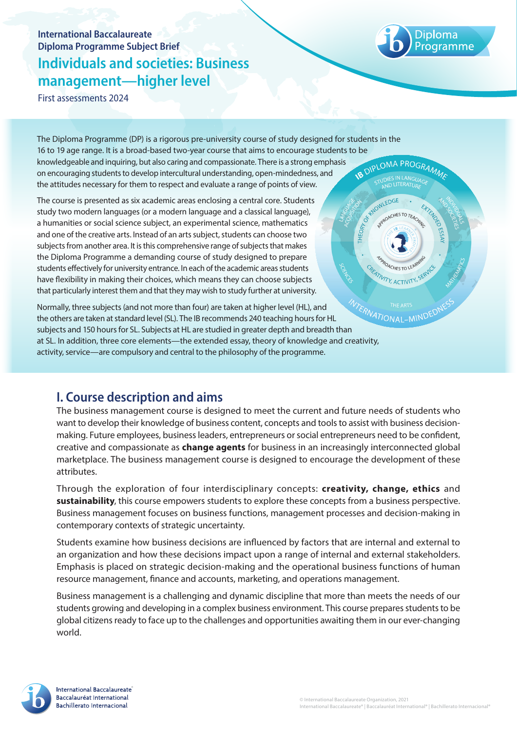International Baccalaureate
Diploma Programme Subject Brief

# Individuals and societies: Business management—higher level

First assessments 2024

The Diploma Programme (DP) is a rigorous pre-university course of study designed for students in the 16 to 19 age range. It is a broad-based two-year course that aims to encourage students to be knowledgeable and inquiring, but also caring and compassionate. There is a strong emphasis on encouraging students to develop intercultural understanding, open-mindedness, and the attitudes necessary for them to respect and evaluate a range of points of view.

The course is presented as six academic areas enclosing a central core. Students study two modern languages (or a modern language and a classical language), a humanities or social science subject, an experimental science, mathematics and one of the creative arts. Instead of an arts subject, students can choose two subjects from another area. It is this comprehensive range of subjects that makes the Diploma Programme a demanding course of study designed to prepare students effectively for university entrance. In each of the academic areas students have flexibility in making their choices, which means they can choose subjects that particularly interest them and that they may wish to study further at university.

Normally, three subjects (and not more than four) are taken at higher level (HL), and the others are taken at standard level (SL). The IB recommends 240 teaching hours for HL subjects and 150 hours for SL. Subjects at HL are studied in greater depth and breadth than at SL. In addition, three core elements—the extended essay, theory of knowledge and creativity, activity, service—are compulsory and central to the philosophy of the programme.

## I. Course description and aims

The business management course is designed to meet the current and future needs of students who want to develop their knowledge of business content, concepts and tools to assist with business decision-making. Future employees, business leaders, entrepreneurs or social entrepreneurs need to be confident, creative and compassionate as **change agents** for business in an increasingly interconnected global marketplace. The business management course is designed to encourage the development of these attributes.

Through the exploration of four interdisciplinary concepts: **creativity, change, ethics** and **sustainability**, this course empowers students to explore these concepts from a business perspective. Business management focuses on business functions, management processes and decision-making in contemporary contexts of strategic uncertainty.

Students examine how business decisions are influenced by factors that are internal and external to an organization and how these decisions impact upon a range of internal and external stakeholders. Emphasis is placed on strategic decision-making and the operational business functions of human resource management, finance and accounts, marketing, and operations management.

Business management is a challenging and dynamic discipline that more than meets the needs of our students growing and developing in a complex business environment. This course prepares students to be global citizens ready to face up to the challenges and opportunities awaiting them in our ever-changing world.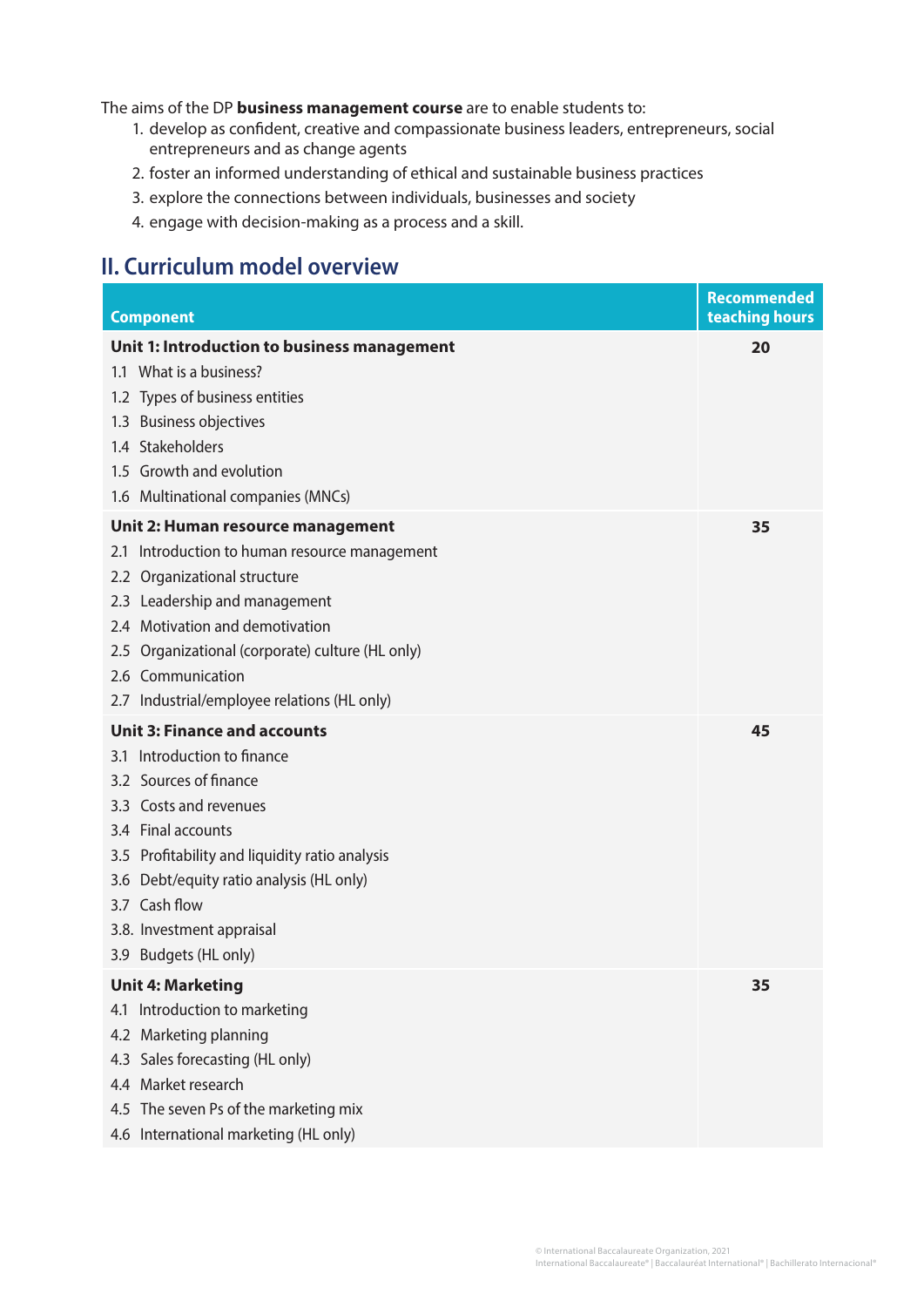The aims of the DP **business management course** are to enable students to:

1. develop as confident, creative and compassionate business leaders, entrepreneurs, social entrepreneurs and as change agents
2. foster an informed understanding of ethical and sustainable business practices
3. explore the connections between individuals, businesses and society
4. engage with decision-making as a process and a skill.

## II. Curriculum model overview

| Component | Recommended teaching hours |
|---|---|
| **Unit 1: Introduction to business management** | **20** |
| 1.1 What is a business? | |
| 1.2 Types of business entities | |
| 1.3 Business objectives | |
| 1.4 Stakeholders | |
| 1.5 Growth and evolution | |
| 1.6 Multinational companies (MNCs) | |
| **Unit 2: Human resource management** | **35** |
| 2.1 Introduction to human resource management | |
| 2.2 Organizational structure | |
| 2.3 Leadership and management | |
| 2.4 Motivation and demotivation | |
| 2.5 Organizational (corporate) culture (HL only) | |
| 2.6 Communication | |
| 2.7 Industrial/employee relations (HL only) | |
| **Unit 3: Finance and accounts** | **45** |
| 3.1 Introduction to finance | |
| 3.2 Sources of finance | |
| 3.3 Costs and revenues | |
| 3.4 Final accounts | |
| 3.5 Profitability and liquidity ratio analysis | |
| 3.6 Debt/equity ratio analysis (HL only) | |
| 3.7 Cash flow | |
| 3.8. Investment appraisal | |
| 3.9 Budgets (HL only) | |
| **Unit 4: Marketing** | **35** |
| 4.1 Introduction to marketing | |
| 4.2 Marketing planning | |
| 4.3 Sales forecasting (HL only) | |
| 4.4 Market research | |
| 4.5 The seven Ps of the marketing mix | |
| 4.6 International marketing (HL only) | |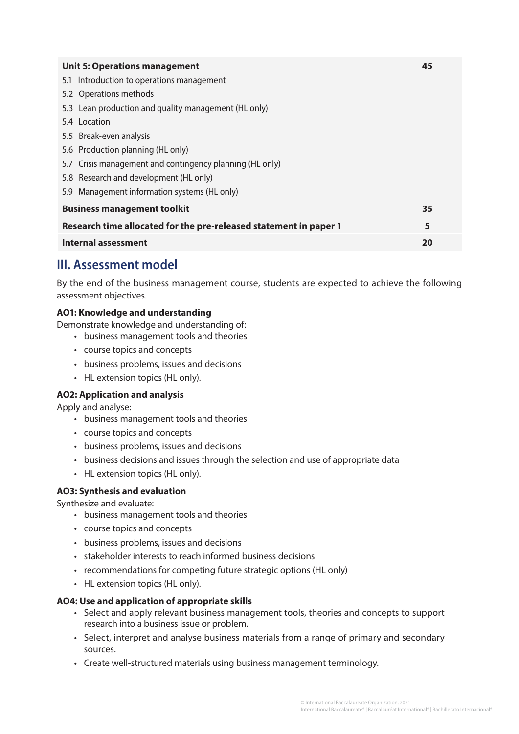| | |
|---|---|
| **Unit 5: Operations management**<br>5.1 Introduction to operations management<br>5.2 Operations methods<br>5.3 Lean production and quality management (HL only)<br>5.4 Location<br>5.5 Break-even analysis<br>5.6 Production planning (HL only)<br>5.7 Crisis management and contingency planning (HL only)<br>5.8 Research and development (HL only)<br>5.9 Management information systems (HL only) | **45** |
| **Business management toolkit** | **35** |
| **Research time allocated for the pre-released statement in paper 1** | **5** |
| **Internal assessment** | **20** |

## III. Assessment model

By the end of the business management course, students are expected to achieve the following assessment objectives.

**AO1: Knowledge and understanding**

Demonstrate knowledge and understanding of:

- business management tools and theories
- course topics and concepts
- business problems, issues and decisions
- HL extension topics (HL only).

**AO2: Application and analysis**

Apply and analyse:

- business management tools and theories
- course topics and concepts
- business problems, issues and decisions
- business decisions and issues through the selection and use of appropriate data
- HL extension topics (HL only).

**AO3: Synthesis and evaluation**

Synthesize and evaluate:

- business management tools and theories
- course topics and concepts
- business problems, issues and decisions
- stakeholder interests to reach informed business decisions
- recommendations for competing future strategic options (HL only)
- HL extension topics (HL only).

**AO4: Use and application of appropriate skills**

- Select and apply relevant business management tools, theories and concepts to support research into a business issue or problem.
- Select, interpret and analyse business materials from a range of primary and secondary sources.
- Create well-structured materials using business management terminology.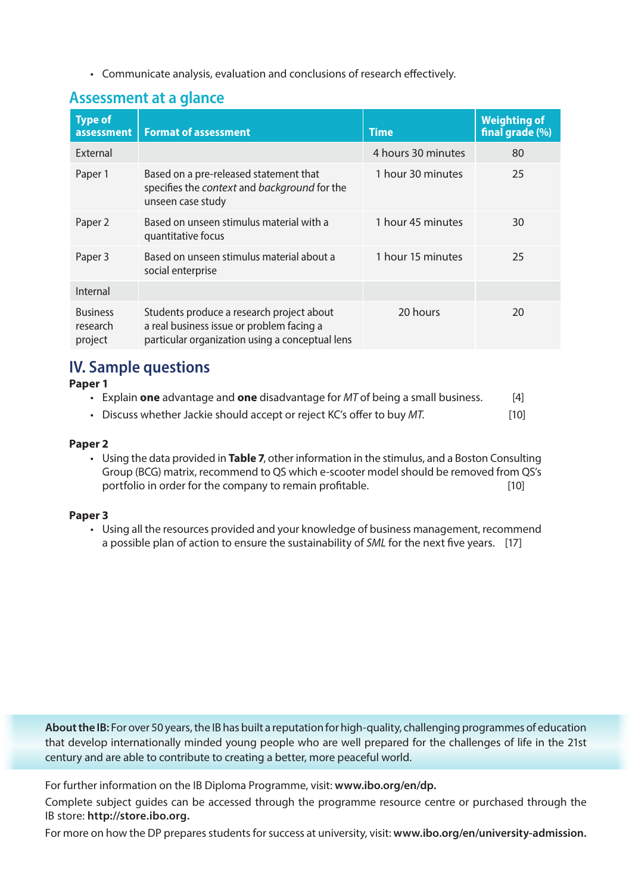- Communicate analysis, evaluation and conclusions of research effectively.

## Assessment at a glance

| Type of assessment | Format of assessment | Time | Weighting of final grade (%) |
|---|---|---|---|
| External | | 4 hours 30 minutes | 80 |
| Paper 1 | Based on a pre-released statement that specifies the *context* and *background* for the unseen case study | 1 hour 30 minutes | 25 |
| Paper 2 | Based on unseen stimulus material with a quantitative focus | 1 hour 45 minutes | 30 |
| Paper 3 | Based on unseen stimulus material about a social enterprise | 1 hour 15 minutes | 25 |
| Internal | | | |
| Business research project | Students produce a research project about a real business issue or problem facing a particular organization using a conceptual lens | 20 hours | 20 |

## IV. Sample questions

**Paper 1**

- Explain **one** advantage and **one** disadvantage for *MT* of being a small business. [4]
- Discuss whether Jackie should accept or reject KC's offer to buy *MT*. [10]

**Paper 2**

- Using the data provided in **Table 7**, other information in the stimulus, and a Boston Consulting Group (BCG) matrix, recommend to QS which e-scooter model should be removed from QS's portfolio in order for the company to remain profitable. [10]

**Paper 3**

- Using all the resources provided and your knowledge of business management, recommend a possible plan of action to ensure the sustainability of *SML* for the next five years. [17]

**About the IB:** For over 50 years, the IB has built a reputation for high-quality, challenging programmes of education that develop internationally minded young people who are well prepared for the challenges of life in the 21st century and are able to contribute to creating a better, more peaceful world.

For further information on the IB Diploma Programme, visit: **www.ibo.org/en/dp.**

Complete subject guides can be accessed through the programme resource centre or purchased through the IB store: **http://store.ibo.org.**

For more on how the DP prepares students for success at university, visit: **www.ibo.org/en/university-admission.**